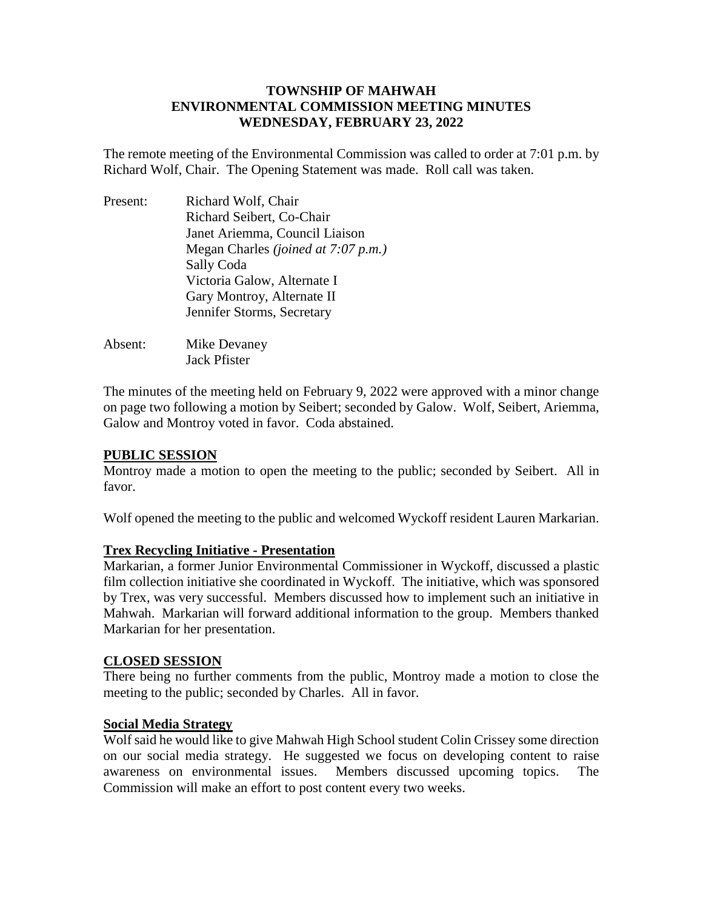# TOWNSHIP OF MAHWAH
# ENVIRONMENTAL COMMISSION MEETING MINUTES
# WEDNESDAY, FEBRUARY 23, 2022

The remote meeting of the Environmental Commission was called to order at 7:01 p.m. by Richard Wolf, Chair. The Opening Statement was made. Roll call was taken.

Present:
- Richard Wolf, Chair
- Richard Seibert, Co-Chair
- Janet Ariemma, Council Liaison
- Megan Charles *(joined at 7:07 p.m.)*
- Sally Coda
- Victoria Galow, Alternate I
- Gary Montroy, Alternate II
- Jennifer Storms, Secretary

Absent:
- Mike Devaney
- Jack Pfister

The minutes of the meeting held on February 9, 2022 were approved with a minor change on page two following a motion by Seibert; seconded by Galow. Wolf, Seibert, Ariemma, Galow and Montroy voted in favor. Coda abstained.

## PUBLIC SESSION

Montroy made a motion to open the meeting to the public; seconded by Seibert. All in favor.

Wolf opened the meeting to the public and welcomed Wyckoff resident Lauren Markarian.

### Trex Recycling Initiative - Presentation

Markarian, a former Junior Environmental Commissioner in Wyckoff, discussed a plastic film collection initiative she coordinated in Wyckoff. The initiative, which was sponsored by Trex, was very successful. Members discussed how to implement such an initiative in Mahwah. Markarian will forward additional information to the group. Members thanked Markarian for her presentation.

## CLOSED SESSION

There being no further comments from the public, Montroy made a motion to close the meeting to the public; seconded by Charles. All in favor.

### Social Media Strategy

Wolf said he would like to give Mahwah High School student Colin Crissey some direction on our social media strategy. He suggested we focus on developing content to raise awareness on environmental issues. Members discussed upcoming topics. The Commission will make an effort to post content every two weeks.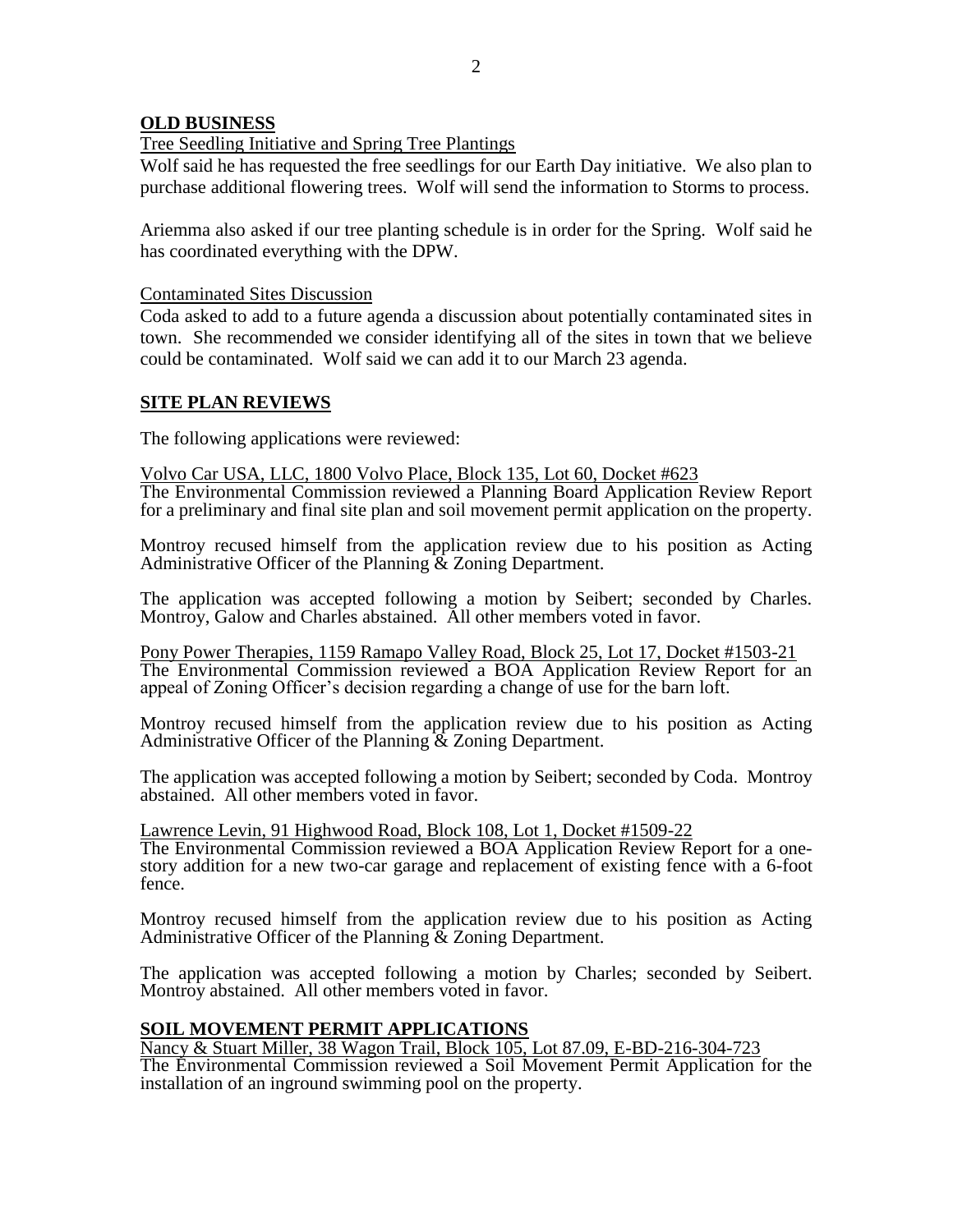## OLD BUSINESS

Tree Seedling Initiative and Spring Tree Plantings

Wolf said he has requested the free seedlings for our Earth Day initiative. We also plan to purchase additional flowering trees. Wolf will send the information to Storms to process.

Ariemma also asked if our tree planting schedule is in order for the Spring. Wolf said he has coordinated everything with the DPW.

Contaminated Sites Discussion

Coda asked to add to a future agenda a discussion about potentially contaminated sites in town. She recommended we consider identifying all of the sites in town that we believe could be contaminated. Wolf said we can add it to our March 23 agenda.

## SITE PLAN REVIEWS

The following applications were reviewed:

Volvo Car USA, LLC, 1800 Volvo Place, Block 135, Lot 60, Docket #623

The Environmental Commission reviewed a Planning Board Application Review Report for a preliminary and final site plan and soil movement permit application on the property.

Montroy recused himself from the application review due to his position as Acting Administrative Officer of the Planning & Zoning Department.

The application was accepted following a motion by Seibert; seconded by Charles. Montroy, Galow and Charles abstained. All other members voted in favor.

Pony Power Therapies, 1159 Ramapo Valley Road, Block 25, Lot 17, Docket #1503-21

The Environmental Commission reviewed a BOA Application Review Report for an appeal of Zoning Officer's decision regarding a change of use for the barn loft.

Montroy recused himself from the application review due to his position as Acting Administrative Officer of the Planning & Zoning Department.

The application was accepted following a motion by Seibert; seconded by Coda. Montroy abstained. All other members voted in favor.

Lawrence Levin, 91 Highwood Road, Block 108, Lot 1, Docket #1509-22

The Environmental Commission reviewed a BOA Application Review Report for a one-story addition for a new two-car garage and replacement of existing fence with a 6-foot fence.

Montroy recused himself from the application review due to his position as Acting Administrative Officer of the Planning & Zoning Department.

The application was accepted following a motion by Charles; seconded by Seibert. Montroy abstained. All other members voted in favor.

## SOIL MOVEMENT PERMIT APPLICATIONS

Nancy & Stuart Miller, 38 Wagon Trail, Block 105, Lot 87.09, E-BD-216-304-723

The Environmental Commission reviewed a Soil Movement Permit Application for the installation of an inground swimming pool on the property.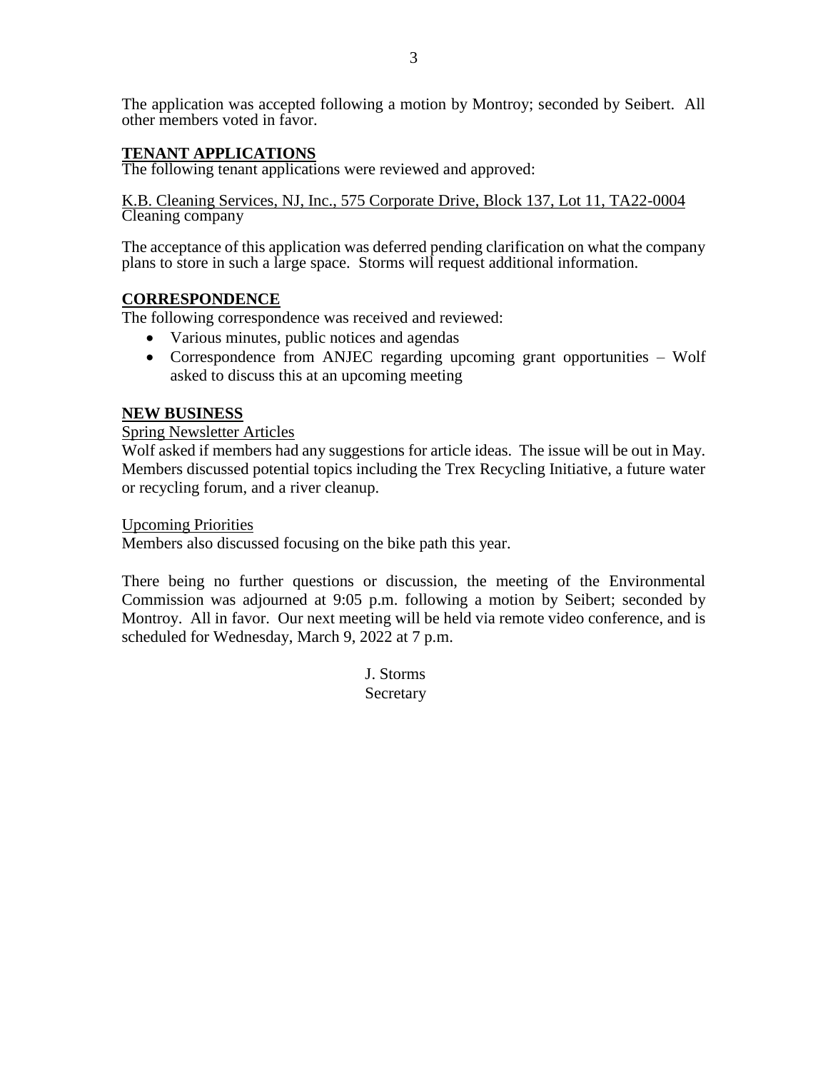The application was accepted following a motion by Montroy; seconded by Seibert. All other members voted in favor.

## TENANT APPLICATIONS

The following tenant applications were reviewed and approved:

<u>K.B. Cleaning Services, NJ, Inc., 575 Corporate Drive, Block 137, Lot 11, TA22-0004</u>
Cleaning company

The acceptance of this application was deferred pending clarification on what the company plans to store in such a large space. Storms will request additional information.

## CORRESPONDENCE

The following correspondence was received and reviewed:

- Various minutes, public notices and agendas
- Correspondence from ANJEC regarding upcoming grant opportunities – Wolf asked to discuss this at an upcoming meeting

## NEW BUSINESS

<u>Spring Newsletter Articles</u>
Wolf asked if members had any suggestions for article ideas. The issue will be out in May. Members discussed potential topics including the Trex Recycling Initiative, a future water or recycling forum, and a river cleanup.

<u>Upcoming Priorities</u>
Members also discussed focusing on the bike path this year.

There being no further questions or discussion, the meeting of the Environmental Commission was adjourned at 9:05 p.m. following a motion by Seibert; seconded by Montroy. All in favor. Our next meeting will be held via remote video conference, and is scheduled for Wednesday, March 9, 2022 at 7 p.m.

J. Storms
Secretary